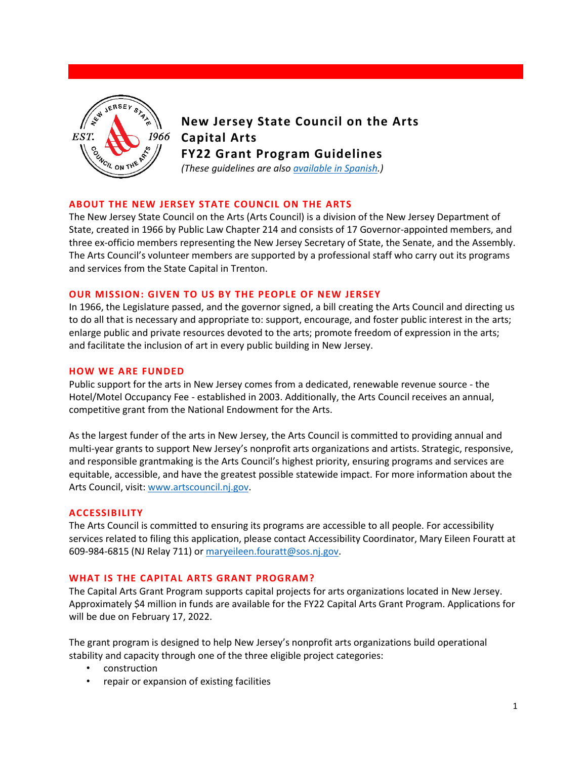# New Jersey State Council on the Arts
# Capital Arts
# FY22 Grant Program Guidelines

*(These guidelines are also [available in Spanish](#).)*

## ABOUT THE NEW JERSEY STATE COUNCIL ON THE ARTS

The New Jersey State Council on the Arts (Arts Council) is a division of the New Jersey Department of State, created in 1966 by Public Law Chapter 214 and consists of 17 Governor-appointed members, and three ex-officio members representing the New Jersey Secretary of State, the Senate, and the Assembly. The Arts Council's volunteer members are supported by a professional staff who carry out its programs and services from the State Capital in Trenton.

## OUR MISSION: GIVEN TO US BY THE PEOPLE OF NEW JERSEY

In 1966, the Legislature passed, and the governor signed, a bill creating the Arts Council and directing us to do all that is necessary and appropriate to: support, encourage, and foster public interest in the arts; enlarge public and private resources devoted to the arts; promote freedom of expression in the arts; and facilitate the inclusion of art in every public building in New Jersey.

## HOW WE ARE FUNDED

Public support for the arts in New Jersey comes from a dedicated, renewable revenue source - the Hotel/Motel Occupancy Fee - established in 2003. Additionally, the Arts Council receives an annual, competitive grant from the National Endowment for the Arts.

As the largest funder of the arts in New Jersey, the Arts Council is committed to providing annual and multi-year grants to support New Jersey's nonprofit arts organizations and artists. Strategic, responsive, and responsible grantmaking is the Arts Council's highest priority, ensuring programs and services are equitable, accessible, and have the greatest possible statewide impact. For more information about the Arts Council, visit: [www.artscouncil.nj.gov](http://www.artscouncil.nj.gov).

## ACCESSIBILITY

The Arts Council is committed to ensuring its programs are accessible to all people. For accessibility services related to filing this application, please contact Accessibility Coordinator, Mary Eileen Fouratt at 609-984-6815 (NJ Relay 711) or [maryeileen.fouratt@sos.nj.gov](mailto:maryeileen.fouratt@sos.nj.gov).

## WHAT IS THE CAPITAL ARTS GRANT PROGRAM?

The Capital Arts Grant Program supports capital projects for arts organizations located in New Jersey. Approximately $4 million in funds are available for the FY22 Capital Arts Grant Program. Applications for will be due on February 17, 2022.

The grant program is designed to help New Jersey's nonprofit arts organizations build operational stability and capacity through one of the three eligible project categories:

- construction
- repair or expansion of existing facilities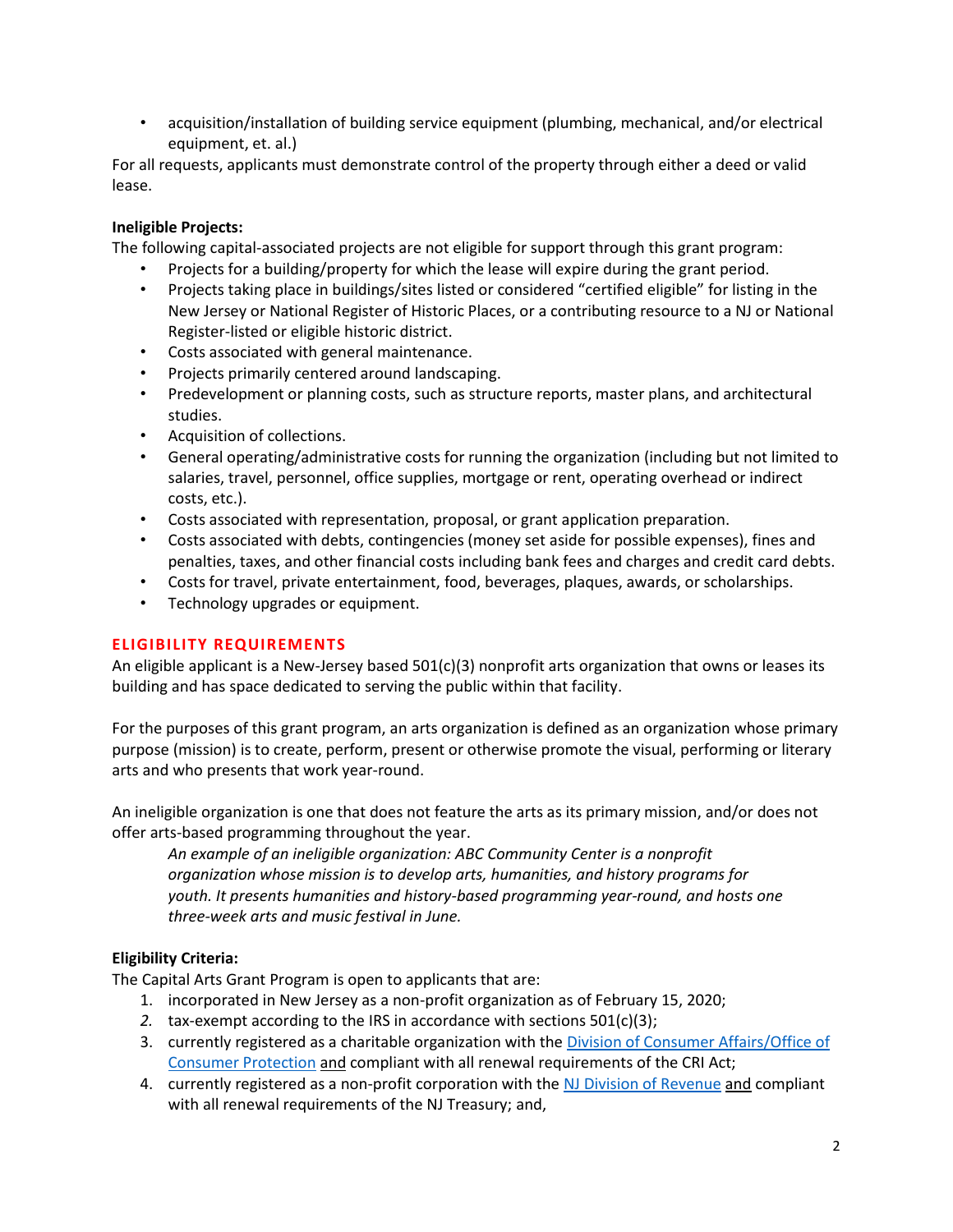- acquisition/installation of building service equipment (plumbing, mechanical, and/or electrical equipment, et. al.)

For all requests, applicants must demonstrate control of the property through either a deed or valid lease.

**Ineligible Projects:**

The following capital-associated projects are not eligible for support through this grant program:

- Projects for a building/property for which the lease will expire during the grant period.
- Projects taking place in buildings/sites listed or considered "certified eligible" for listing in the New Jersey or National Register of Historic Places, or a contributing resource to a NJ or National Register-listed or eligible historic district.
- Costs associated with general maintenance.
- Projects primarily centered around landscaping.
- Predevelopment or planning costs, such as structure reports, master plans, and architectural studies.
- Acquisition of collections.
- General operating/administrative costs for running the organization (including but not limited to salaries, travel, personnel, office supplies, mortgage or rent, operating overhead or indirect costs, etc.).
- Costs associated with representation, proposal, or grant application preparation.
- Costs associated with debts, contingencies (money set aside for possible expenses), fines and penalties, taxes, and other financial costs including bank fees and charges and credit card debts.
- Costs for travel, private entertainment, food, beverages, plaques, awards, or scholarships.
- Technology upgrades or equipment.

## ELIGIBILITY REQUIREMENTS

An eligible applicant is a New-Jersey based 501(c)(3) nonprofit arts organization that owns or leases its building and has space dedicated to serving the public within that facility.

For the purposes of this grant program, an arts organization is defined as an organization whose primary purpose (mission) is to create, perform, present or otherwise promote the visual, performing or literary arts and who presents that work year-round.

An ineligible organization is one that does not feature the arts as its primary mission, and/or does not offer arts-based programming throughout the year.

> *An example of an ineligible organization: ABC Community Center is a nonprofit organization whose mission is to develop arts, humanities, and history programs for youth. It presents humanities and history-based programming year-round, and hosts one three-week arts and music festival in June.*

**Eligibility Criteria:**

The Capital Arts Grant Program is open to applicants that are:

1. incorporated in New Jersey as a non-profit organization as of February 15, 2020;
2. tax-exempt according to the IRS in accordance with sections 501(c)(3);
3. currently registered as a charitable organization with the Division of Consumer Affairs/Office of Consumer Protection and compliant with all renewal requirements of the CRI Act;
4. currently registered as a non-profit corporation with the NJ Division of Revenue and compliant with all renewal requirements of the NJ Treasury; and,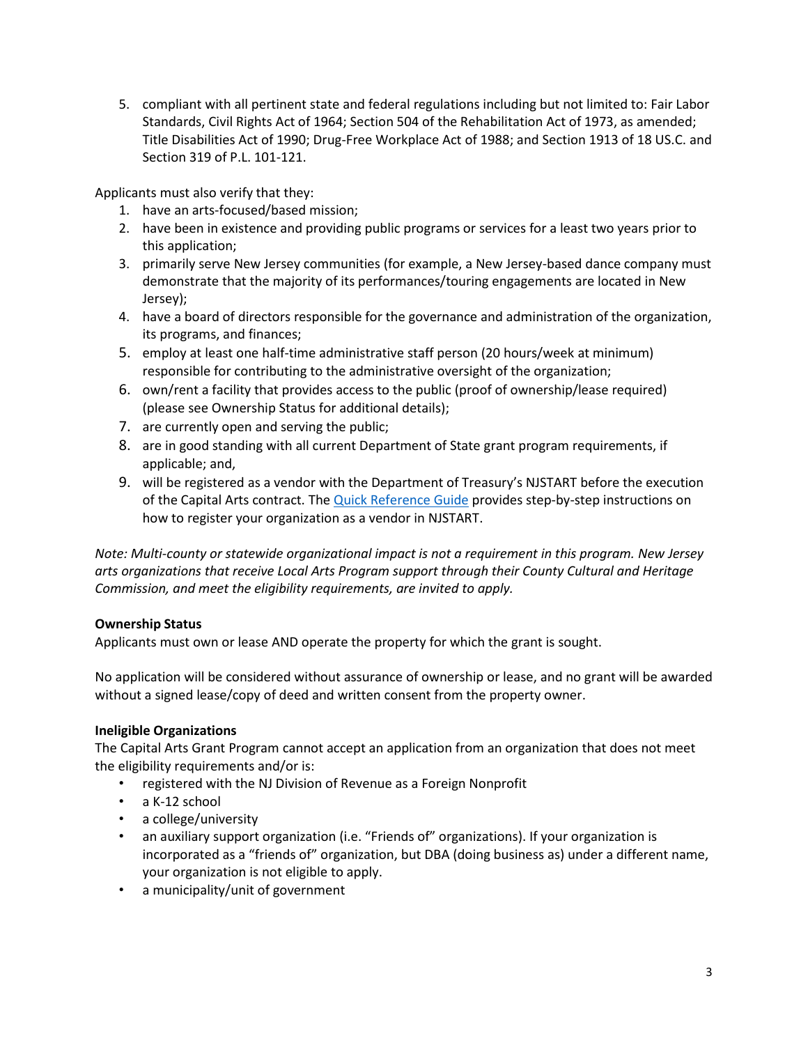5. compliant with all pertinent state and federal regulations including but not limited to: Fair Labor Standards, Civil Rights Act of 1964; Section 504 of the Rehabilitation Act of 1973, as amended; Title Disabilities Act of 1990; Drug-Free Workplace Act of 1988; and Section 1913 of 18 US.C. and Section 319 of P.L. 101-121.

Applicants must also verify that they:

1. have an arts-focused/based mission;
2. have been in existence and providing public programs or services for a least two years prior to this application;
3. primarily serve New Jersey communities (for example, a New Jersey-based dance company must demonstrate that the majority of its performances/touring engagements are located in New Jersey);
4. have a board of directors responsible for the governance and administration of the organization, its programs, and finances;
5. employ at least one half-time administrative staff person (20 hours/week at minimum) responsible for contributing to the administrative oversight of the organization;
6. own/rent a facility that provides access to the public (proof of ownership/lease required) (please see Ownership Status for additional details);
7. are currently open and serving the public;
8. are in good standing with all current Department of State grant program requirements, if applicable; and,
9. will be registered as a vendor with the Department of Treasury's NJSTART before the execution of the Capital Arts contract. The [Quick Reference Guide] provides step-by-step instructions on how to register your organization as a vendor in NJSTART.

*Note: Multi-county or statewide organizational impact is not a requirement in this program. New Jersey arts organizations that receive Local Arts Program support through their County Cultural and Heritage Commission, and meet the eligibility requirements, are invited to apply.*

**Ownership Status**

Applicants must own or lease AND operate the property for which the grant is sought.

No application will be considered without assurance of ownership or lease, and no grant will be awarded without a signed lease/copy of deed and written consent from the property owner.

**Ineligible Organizations**

The Capital Arts Grant Program cannot accept an application from an organization that does not meet the eligibility requirements and/or is:

- registered with the NJ Division of Revenue as a Foreign Nonprofit
- a K-12 school
- a college/university
- an auxiliary support organization (i.e. "Friends of" organizations). If your organization is incorporated as a "friends of" organization, but DBA (doing business as) under a different name, your organization is not eligible to apply.
- a municipality/unit of government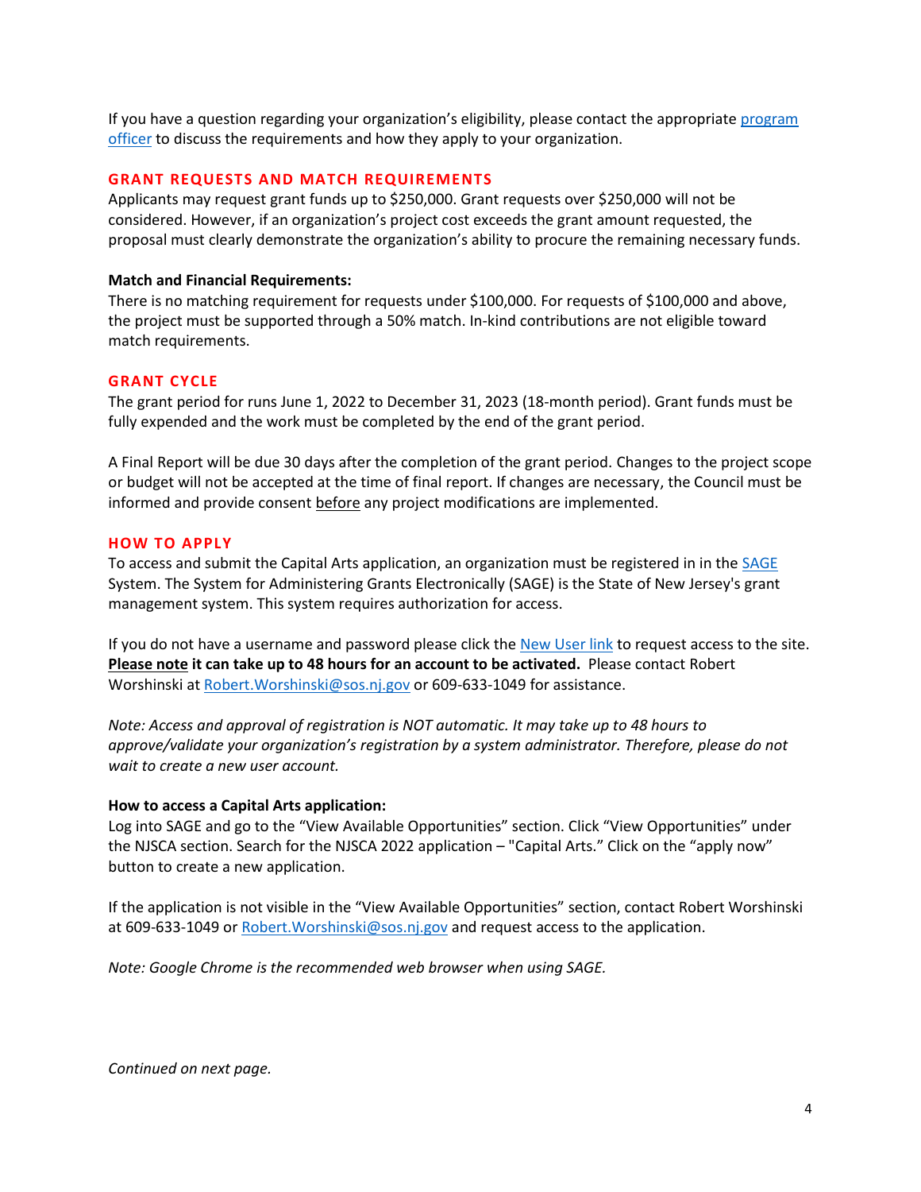If you have a question regarding your organization's eligibility, please contact the appropriate [program officer](program officer) to discuss the requirements and how they apply to your organization.

## GRANT REQUESTS AND MATCH REQUIREMENTS

Applicants may request grant funds up to $250,000. Grant requests over $250,000 will not be considered. However, if an organization's project cost exceeds the grant amount requested, the proposal must clearly demonstrate the organization's ability to procure the remaining necessary funds.

**Match and Financial Requirements:**
There is no matching requirement for requests under $100,000. For requests of $100,000 and above, the project must be supported through a 50% match. In-kind contributions are not eligible toward match requirements.

## GRANT CYCLE

The grant period for runs June 1, 2022 to December 31, 2023 (18-month period). Grant funds must be fully expended and the work must be completed by the end of the grant period.

A Final Report will be due 30 days after the completion of the grant period. Changes to the project scope or budget will not be accepted at the time of final report. If changes are necessary, the Council must be informed and provide consent before any project modifications are implemented.

## HOW TO APPLY

To access and submit the Capital Arts application, an organization must be registered in in the SAGE System. The System for Administering Grants Electronically (SAGE) is the State of New Jersey's grant management system. This system requires authorization for access.

If you do not have a username and password please click the New User link to request access to the site. **Please note it can take up to 48 hours for an account to be activated.** Please contact Robert Worshinski at Robert.Worshinski@sos.nj.gov or 609-633-1049 for assistance.

*Note: Access and approval of registration is NOT automatic. It may take up to 48 hours to approve/validate your organization's registration by a system administrator. Therefore, please do not wait to create a new user account.*

**How to access a Capital Arts application:**
Log into SAGE and go to the "View Available Opportunities" section. Click "View Opportunities" under the NJSCA section. Search for the NJSCA 2022 application – "Capital Arts." Click on the "apply now" button to create a new application.

If the application is not visible in the "View Available Opportunities" section, contact Robert Worshinski at 609-633-1049 or Robert.Worshinski@sos.nj.gov and request access to the application.

*Note: Google Chrome is the recommended web browser when using SAGE.*

*Continued on next page.*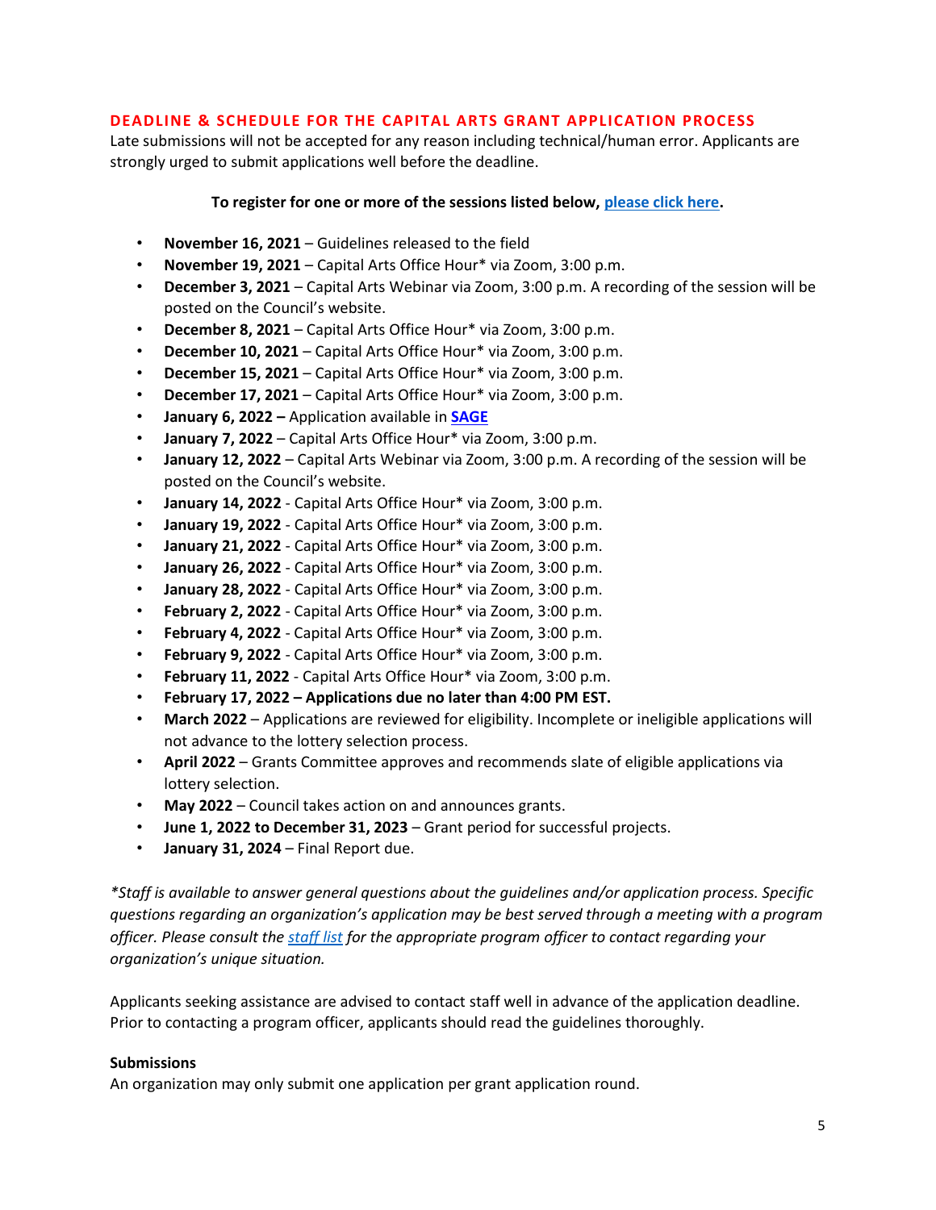## DEADLINE & SCHEDULE FOR THE CAPITAL ARTS GRANT APPLICATION PROCESS

Late submissions will not be accepted for any reason including technical/human error. Applicants are strongly urged to submit applications well before the deadline.

**To register for one or more of the sessions listed below, please click here.**

- **November 16, 2021** – Guidelines released to the field
- **November 19, 2021** – Capital Arts Office Hour* via Zoom, 3:00 p.m.
- **December 3, 2021** – Capital Arts Webinar via Zoom, 3:00 p.m. A recording of the session will be posted on the Council's website.
- **December 8, 2021** – Capital Arts Office Hour* via Zoom, 3:00 p.m.
- **December 10, 2021** – Capital Arts Office Hour* via Zoom, 3:00 p.m.
- **December 15, 2021** – Capital Arts Office Hour* via Zoom, 3:00 p.m.
- **December 17, 2021** – Capital Arts Office Hour* via Zoom, 3:00 p.m.
- **January 6, 2022 –** Application available in **SAGE**
- **January 7, 2022** – Capital Arts Office Hour* via Zoom, 3:00 p.m.
- **January 12, 2022** – Capital Arts Webinar via Zoom, 3:00 p.m. A recording of the session will be posted on the Council's website.
- **January 14, 2022** - Capital Arts Office Hour* via Zoom, 3:00 p.m.
- **January 19, 2022** - Capital Arts Office Hour* via Zoom, 3:00 p.m.
- **January 21, 2022** - Capital Arts Office Hour* via Zoom, 3:00 p.m.
- **January 26, 2022** - Capital Arts Office Hour* via Zoom, 3:00 p.m.
- **January 28, 2022** - Capital Arts Office Hour* via Zoom, 3:00 p.m.
- **February 2, 2022** - Capital Arts Office Hour* via Zoom, 3:00 p.m.
- **February 4, 2022** - Capital Arts Office Hour* via Zoom, 3:00 p.m.
- **February 9, 2022** - Capital Arts Office Hour* via Zoom, 3:00 p.m.
- **February 11, 2022** - Capital Arts Office Hour* via Zoom, 3:00 p.m.
- **February 17, 2022 – Applications due no later than 4:00 PM EST.**
- **March 2022** – Applications are reviewed for eligibility. Incomplete or ineligible applications will not advance to the lottery selection process.
- **April 2022** – Grants Committee approves and recommends slate of eligible applications via lottery selection.
- **May 2022** – Council takes action on and announces grants.
- **June 1, 2022 to December 31, 2023** – Grant period for successful projects.
- **January 31, 2024** – Final Report due.

*\*Staff is available to answer general questions about the guidelines and/or application process. Specific questions regarding an organization's application may be best served through a meeting with a program officer. Please consult the staff list for the appropriate program officer to contact regarding your organization's unique situation.*

Applicants seeking assistance are advised to contact staff well in advance of the application deadline. Prior to contacting a program officer, applicants should read the guidelines thoroughly.

**Submissions**

An organization may only submit one application per grant application round.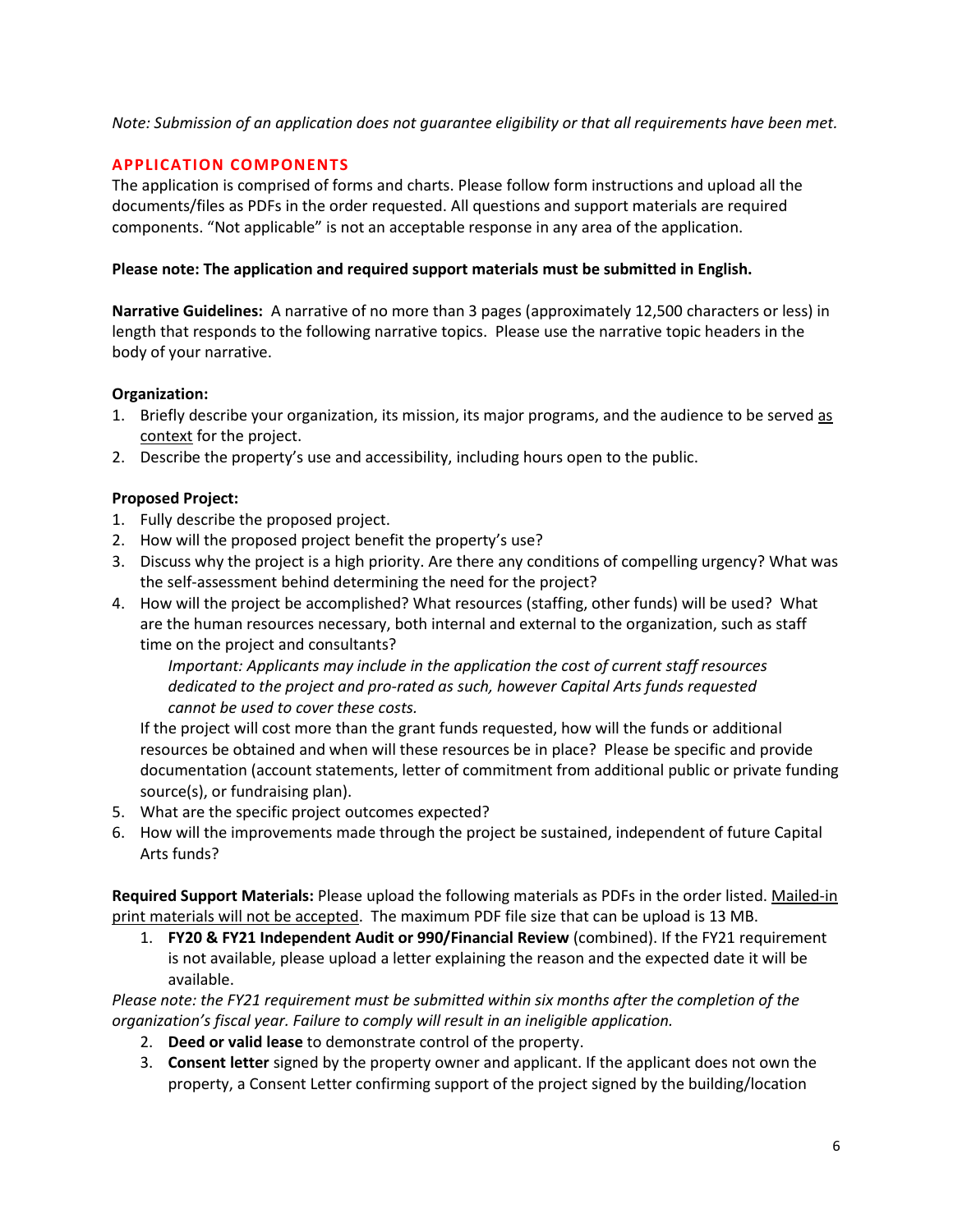*Note: Submission of an application does not guarantee eligibility or that all requirements have been met.*

## APPLICATION COMPONENTS

The application is comprised of forms and charts. Please follow form instructions and upload all the documents/files as PDFs in the order requested. All questions and support materials are required components. "Not applicable" is not an acceptable response in any area of the application.

**Please note: The application and required support materials must be submitted in English.**

**Narrative Guidelines:** A narrative of no more than 3 pages (approximately 12,500 characters or less) in length that responds to the following narrative topics. Please use the narrative topic headers in the body of your narrative.

**Organization:**

1. Briefly describe your organization, its mission, its major programs, and the audience to be served as context for the project.
2. Describe the property's use and accessibility, including hours open to the public.

**Proposed Project:**

1. Fully describe the proposed project.
2. How will the proposed project benefit the property's use?
3. Discuss why the project is a high priority. Are there any conditions of compelling urgency? What was the self-assessment behind determining the need for the project?
4. How will the project be accomplished? What resources (staffing, other funds) will be used? What are the human resources necessary, both internal and external to the organization, such as staff time on the project and consultants?

   *Important: Applicants may include in the application the cost of current staff resources dedicated to the project and pro-rated as such, however Capital Arts funds requested cannot be used to cover these costs.*

   If the project will cost more than the grant funds requested, how will the funds or additional resources be obtained and when will these resources be in place? Please be specific and provide documentation (account statements, letter of commitment from additional public or private funding source(s), or fundraising plan).
5. What are the specific project outcomes expected?
6. How will the improvements made through the project be sustained, independent of future Capital Arts funds?

**Required Support Materials:** Please upload the following materials as PDFs in the order listed. Mailed-in print materials will not be accepted. The maximum PDF file size that can be upload is 13 MB.

1. **FY20 & FY21 Independent Audit or 990/Financial Review** (combined). If the FY21 requirement is not available, please upload a letter explaining the reason and the expected date it will be available.

*Please note: the FY21 requirement must be submitted within six months after the completion of the organization's fiscal year. Failure to comply will result in an ineligible application.*

2. **Deed or valid lease** to demonstrate control of the property.
3. **Consent letter** signed by the property owner and applicant. If the applicant does not own the property, a Consent Letter confirming support of the project signed by the building/location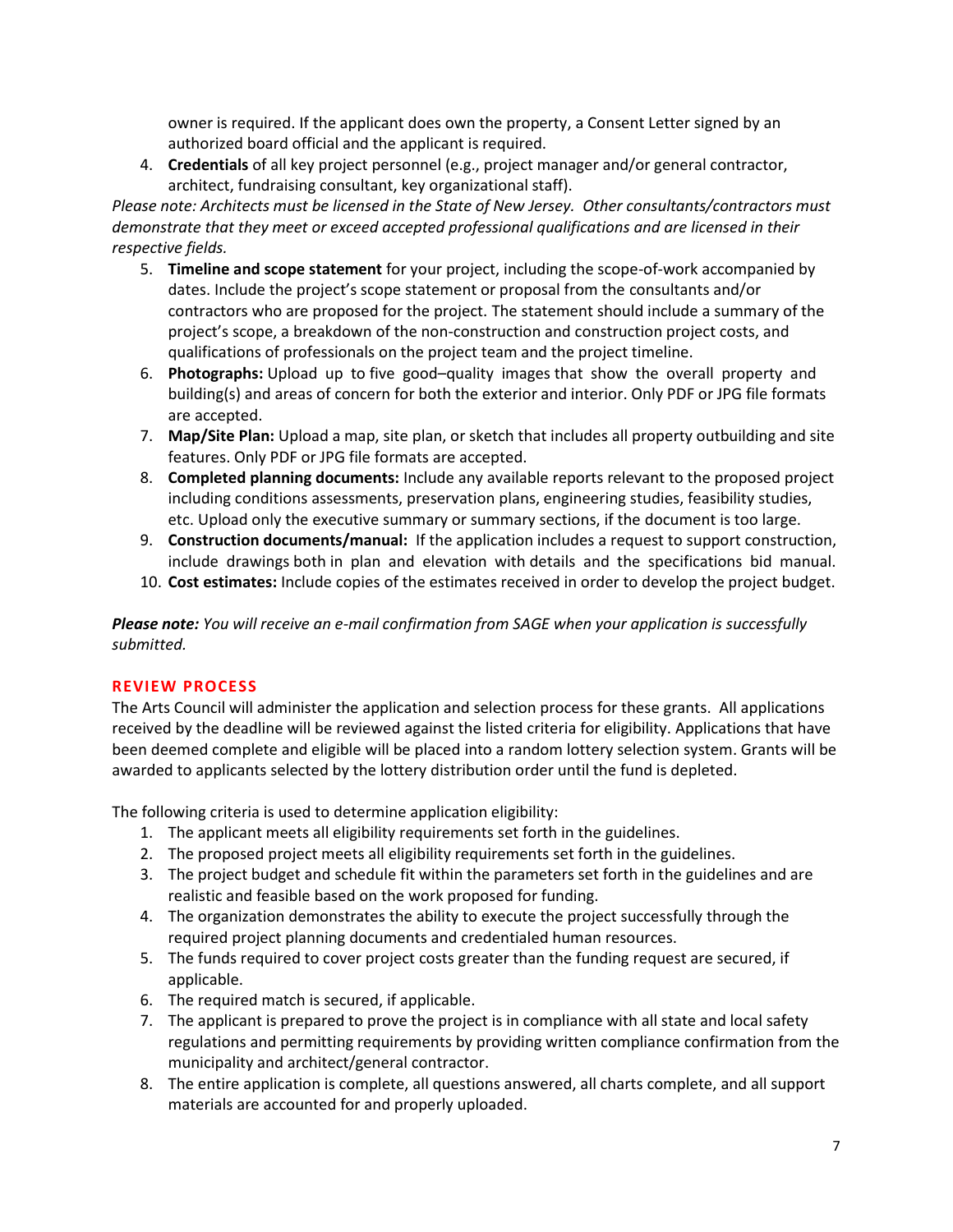owner is required. If the applicant does own the property, a Consent Letter signed by an authorized board official and the applicant is required.

4. **Credentials** of all key project personnel (e.g., project manager and/or general contractor, architect, fundraising consultant, key organizational staff).

*Please note: Architects must be licensed in the State of New Jersey. Other consultants/contractors must demonstrate that they meet or exceed accepted professional qualifications and are licensed in their respective fields.*

5. **Timeline and scope statement** for your project, including the scope-of-work accompanied by dates. Include the project's scope statement or proposal from the consultants and/or contractors who are proposed for the project. The statement should include a summary of the project's scope, a breakdown of the non-construction and construction project costs, and qualifications of professionals on the project team and the project timeline.
6. **Photographs:** Upload up to five good–quality images that show the overall property and building(s) and areas of concern for both the exterior and interior. Only PDF or JPG file formats are accepted.
7. **Map/Site Plan:** Upload a map, site plan, or sketch that includes all property outbuilding and site features. Only PDF or JPG file formats are accepted.
8. **Completed planning documents:** Include any available reports relevant to the proposed project including conditions assessments, preservation plans, engineering studies, feasibility studies, etc. Upload only the executive summary or summary sections, if the document is too large.
9. **Construction documents/manual:** If the application includes a request to support construction, include drawings both in plan and elevation with details and the specifications bid manual.
10. **Cost estimates:** Include copies of the estimates received in order to develop the project budget.

***Please note:*** *You will receive an e-mail confirmation from SAGE when your application is successfully submitted.*

## REVIEW PROCESS

The Arts Council will administer the application and selection process for these grants. All applications received by the deadline will be reviewed against the listed criteria for eligibility. Applications that have been deemed complete and eligible will be placed into a random lottery selection system. Grants will be awarded to applicants selected by the lottery distribution order until the fund is depleted.

The following criteria is used to determine application eligibility:

1. The applicant meets all eligibility requirements set forth in the guidelines.
2. The proposed project meets all eligibility requirements set forth in the guidelines.
3. The project budget and schedule fit within the parameters set forth in the guidelines and are realistic and feasible based on the work proposed for funding.
4. The organization demonstrates the ability to execute the project successfully through the required project planning documents and credentialed human resources.
5. The funds required to cover project costs greater than the funding request are secured, if applicable.
6. The required match is secured, if applicable.
7. The applicant is prepared to prove the project is in compliance with all state and local safety regulations and permitting requirements by providing written compliance confirmation from the municipality and architect/general contractor.
8. The entire application is complete, all questions answered, all charts complete, and all support materials are accounted for and properly uploaded.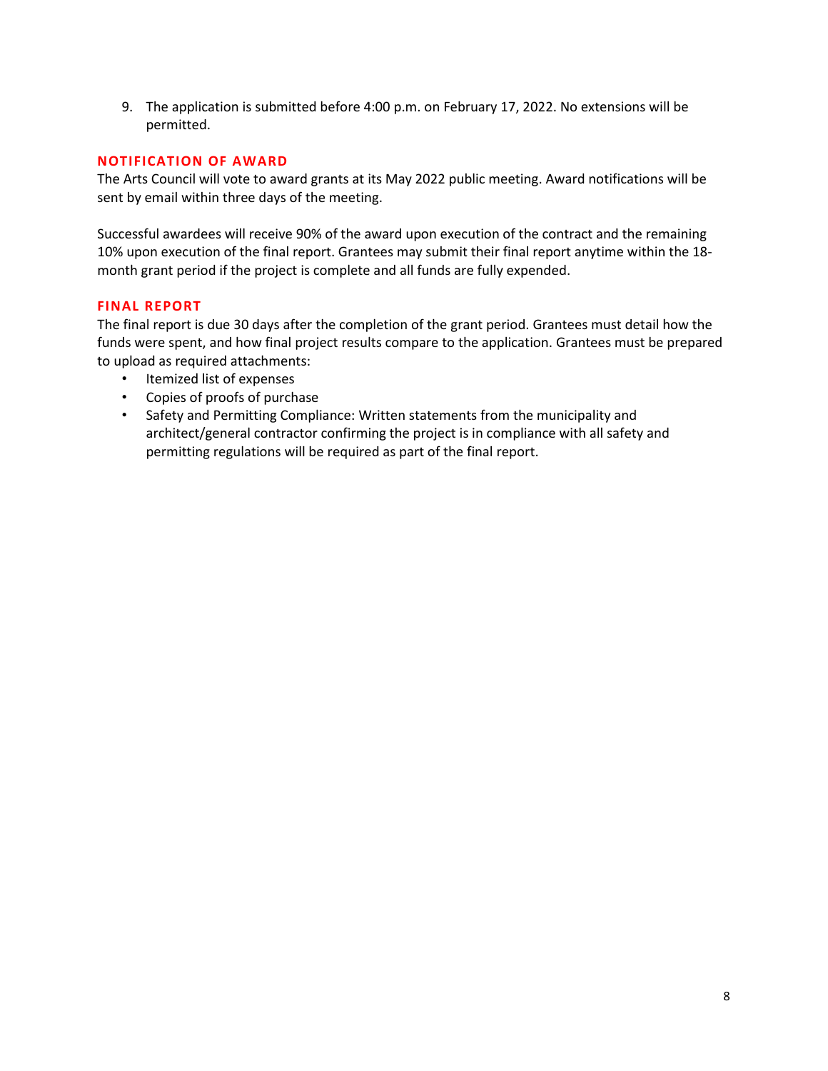9. The application is submitted before 4:00 p.m. on February 17, 2022. No extensions will be permitted.

## NOTIFICATION OF AWARD

The Arts Council will vote to award grants at its May 2022 public meeting. Award notifications will be sent by email within three days of the meeting.

Successful awardees will receive 90% of the award upon execution of the contract and the remaining 10% upon execution of the final report. Grantees may submit their final report anytime within the 18-month grant period if the project is complete and all funds are fully expended.

## FINAL REPORT

The final report is due 30 days after the completion of the grant period. Grantees must detail how the funds were spent, and how final project results compare to the application. Grantees must be prepared to upload as required attachments:

- Itemized list of expenses
- Copies of proofs of purchase
- Safety and Permitting Compliance: Written statements from the municipality and architect/general contractor confirming the project is in compliance with all safety and permitting regulations will be required as part of the final report.